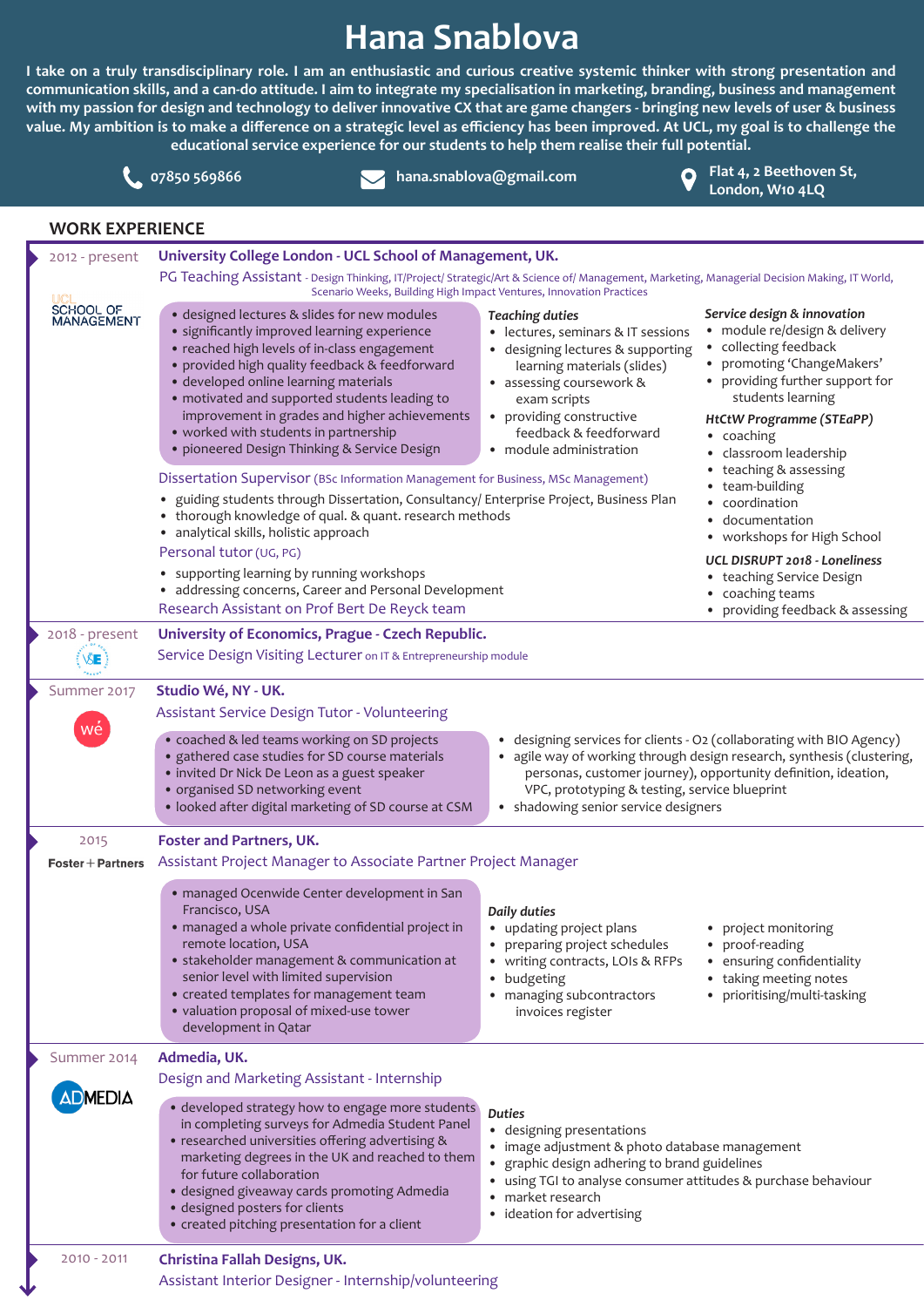# Hana Snablova

I take on a truly transdisciplinary role. I am an enthusiastic and curious creative systemic thinker with strong presentation and communication skills, and a can-do attitude. I aim to integrate my specialisation in marketing, branding, business and management with my passion for design and technology to deliver innovative CX that are game changers - bringing new levels of user & business value. My ambition is to make a difference on a strategic level as efficiency has been improved. At UCL, my goal is to challenge the educational service experience for our students to help them realise their full potential.

07850 569866 | hana.snablova@gmail.com | Flat 4, 2 Beethoven St, London, W10 4LQ

## WORK EXPERIENCE

### 2012 - present — University College London - UCL School of Management, UK.

**PG Teaching Assistant** - Design Thinking, IT/Project/ Strategic/Art & Science of/ Management, Marketing, Managerial Decision Making, IT World, Scenario Weeks, Building High Impact Ventures, Innovation Practices

- designed lectures & slides for new modules
- significantly improved learning experience
- reached high levels of in-class engagement
- provided high quality feedback & feedforward
- developed online learning materials
- motivated and supported students leading to improvement in grades and higher achievements
- worked with students in partnership
- pioneered Design Thinking & Service Design

*Teaching duties*

- lectures, seminars & IT sessions
- designing lectures & supporting learning materials (slides)
- assessing coursework & exam scripts
- providing constructive feedback & feedforward
- module administration

*Service design & innovation*

- module re/design & delivery
- collecting feedback
- promoting 'ChangeMakers'
- providing further support for students learning

*HtCtW Programme (STEaPP)*

- coaching
- classroom leadership
- teaching & assessing
- team-building
- coordination
- documentation
- workshops for High School

*UCL DISRUPT 2018 - Loneliness*

- teaching Service Design
- coaching teams
- providing feedback & assessing

**Dissertation Supervisor** (BSc Information Management for Business, MSc Management)

- guiding students through Dissertation, Consultancy/ Enterprise Project, Business Plan
- thorough knowledge of qual. & quant. research methods
- analytical skills, holistic approach

**Personal tutor** (UG, PG)

- supporting learning by running workshops
- addressing concerns, Career and Personal Development

**Research Assistant on Prof Bert De Reyck team**

### 2018 - present — University of Economics, Prague - Czech Republic.

**Service Design Visiting Lecturer** on IT & Entrepreneurship module

### Summer 2017 — Studio Wé, NY - UK.

**Assistant Service Design Tutor - Volunteering**

- coached & led teams working on SD projects
- gathered case studies for SD course materials
- invited Dr Nick De Leon as a guest speaker
- organised SD networking event
- looked after digital marketing of SD course at CSM

- designing services for clients - O2 (collaborating with BIO Agency)
- agile way of working through design research, synthesis (clustering, personas, customer journey), opportunity definition, ideation, VPC, prototyping & testing, service blueprint
- shadowing senior service designers

### 2015 — Foster and Partners, UK.

**Assistant Project Manager to Associate Partner Project Manager**

- managed Ocenwide Center development in San Francisco, USA
- managed a whole private confidential project in remote location, USA
- stakeholder management & communication at senior level with limited supervision
- created templates for management team
- valuation proposal of mixed-use tower development in Qatar

*Daily duties*

- updating project plans
- preparing project schedules
- writing contracts, LOIs & RFPs
- budgeting
- managing subcontractors invoices register
- project monitoring
- proof-reading
- ensuring confidentiality
- taking meeting notes
- prioritising/multi-tasking

### Summer 2014 — Admedia, UK.

**Design and Marketing Assistant - Internship**

- developed strategy how to engage more students in completing surveys for Admedia Student Panel
- researched universities offering advertising & marketing degrees in the UK and reached to them for future collaboration
- designed giveaway cards promoting Admedia
- designed posters for clients
- created pitching presentation for a client

*Duties*

- designing presentations
- image adjustment & photo database management
- graphic design adhering to brand guidelines
- using TGI to analyse consumer attitudes & purchase behaviour
- market research
- ideation for advertising

### 2010 - 2011 — Christina Fallah Designs, UK.

**Assistant Interior Designer - Internship/volunteering**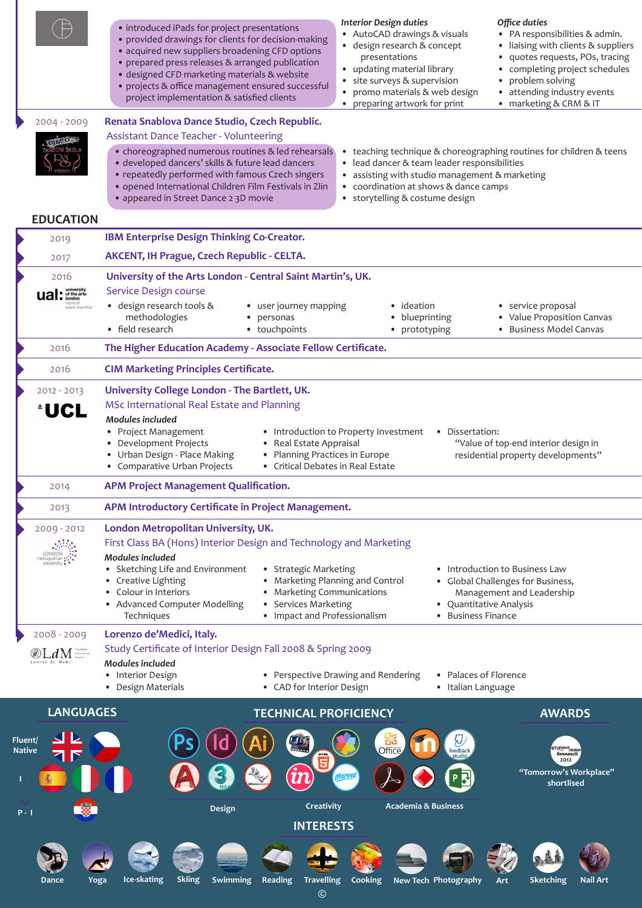- introduced iPads for project presentations
- provided drawings for clients for decision-making
- acquired new suppliers broadening CFD options
- prepared press releases & arranged publication
- designed CFD marketing materials & website
- projects & office management ensured successful project implementation & satisfied clients

*Interior Design duties*

- AutoCAD drawings & visuals
- design research & concept presentations
- updating material library
- site surveys & supervision
- promo materials & web design
- preparing artwork for print

*Office duties*

- PA responsibilities & admin.
- liaising with clients & suppliers
- quotes requests, POs, tracing
- completing project schedules
- problem solving
- attending industry events
- marketing & CRM & IT

2004 - 2009 **Renata Snablova Dance Studio, Czech Republic.**

Assistant Dance Teacher - Volunteering

- choreographed numerous routines & led rehearsals
- developed dancers' skills & future lead dancers
- repeatedly performed with famous Czech singers
- opened International Children Film Festivals in Zlin
- appeared in Street Dance 2 3D movie

- teaching technique & choreographing routines for children & teens
- lead dancer & team leader responsibilities
- assisting with studio management & marketing
- coordination at shows & dance camps
- storytelling & costume design

## EDUCATION

2019 **IBM Enterprise Design Thinking Co-Creator.**

2017 **AKCENT, IH Prague, Czech Republic - CELTA.**

2016 **University of the Arts London - Central Saint Martin's, UK.**

Service Design course

- design research tools & methodologies
- field research
- user journey mapping
- personas
- touchpoints
- ideation
- blueprinting
- prototyping
- service proposal
- Value Proposition Canvas
- Business Model Canvas

2016 **The Higher Education Academy - Associate Fellow Certificate.**

2016 **CIM Marketing Principles Certificate.**

2012 - 2013 **University College London - The Bartlett, UK.**

MSc International Real Estate and Planning

***Modules included***

- Project Management
- Development Projects
- Urban Design - Place Making
- Comparative Urban Projects
- Introduction to Property Investment
- Real Estate Appraisal
- Planning Practices in Europe
- Critical Debates in Real Estate
- Dissertation: "Value of top-end interior design in residential property developments"

2014 **APM Project Management Qualification.**

2013 **APM Introductory Certificate in Project Management.**

2009 - 2012 **London Metropolitan University, UK.**

First Class BA (Hons) Interior Design and Technology and Marketing

***Modules included***

- Sketching Life and Environment
- Creative Lighting
- Colour in Interiors
- Advanced Computer Modelling Techniques
- Strategic Marketing
- Marketing Planning and Control
- Marketing Communications
- Services Marketing
- Impact and Professionalism
- Introduction to Business Law
- Global Challenges for Business, Management and Leadership
- Quantitative Analysis
- Business Finance

2008 - 2009 **Lorenzo de'Medici, Italy.**

Study Certificate of Interior Design Fall 2008 & Spring 2009

***Modules included***

- Interior Design
- Design Materials
- Perspective Drawing and Rendering
- CAD for Interior Design
- Palaces of Florence
- Italian Language

## LANGUAGES

Fluent/ Native

I

P - I

## TECHNICAL PROFICIENCY

Design

Creativity

Academia & Business

## AWARDS

"Tomorrow's Workplace" shortlisted

## INTERESTS

Dance, Yoga, Ice-skating, Skiing, Swimming, Reading, Travelling, Cooking, New Tech, Photography, Art, Sketching, Nail Art

©